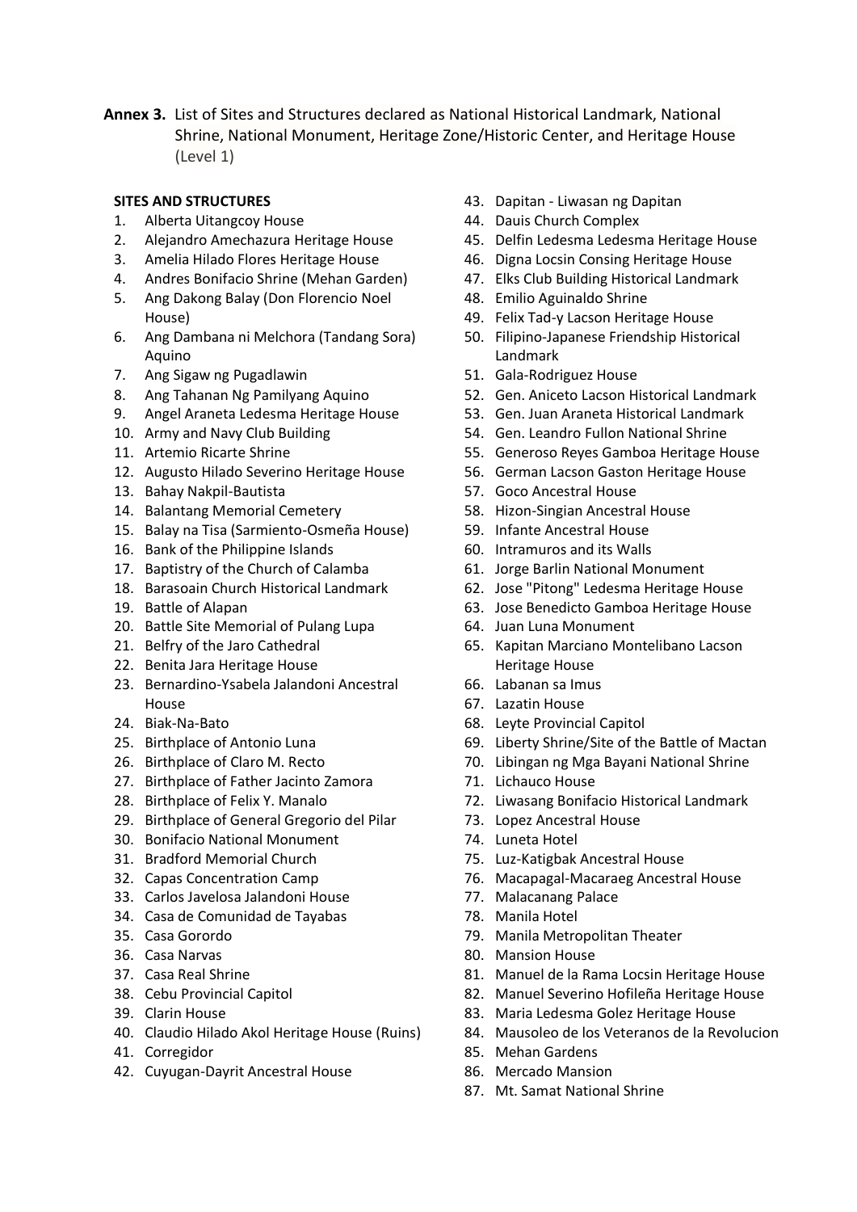**Annex 3.** List of Sites and Structures declared as National Historical Landmark, National Shrine, National Monument, Heritage Zone/Historic Center, and Heritage House (Level 1)

**SITES AND STRUCTURES**

1. Alberta Uitangcoy House
2. Alejandro Amechazura Heritage House
3. Amelia Hilado Flores Heritage House
4. Andres Bonifacio Shrine (Mehan Garden)
5. Ang Dakong Balay (Don Florencio Noel House)
6. Ang Dambana ni Melchora (Tandang Sora) Aquino
7. Ang Sigaw ng Pugadlawin
8. Ang Tahanan Ng Pamilyang Aquino
9. Angel Araneta Ledesma Heritage House
10. Army and Navy Club Building
11. Artemio Ricarte Shrine
12. Augusto Hilado Severino Heritage House
13. Bahay Nakpil-Bautista
14. Balantang Memorial Cemetery
15. Balay na Tisa (Sarmiento-Osmeña House)
16. Bank of the Philippine Islands
17. Baptistry of the Church of Calamba
18. Barasoain Church Historical Landmark
19. Battle of Alapan
20. Battle Site Memorial of Pulang Lupa
21. Belfry of the Jaro Cathedral
22. Benita Jara Heritage House
23. Bernardino-Ysabela Jalandoni Ancestral House
24. Biak-Na-Bato
25. Birthplace of Antonio Luna
26. Birthplace of Claro M. Recto
27. Birthplace of Father Jacinto Zamora
28. Birthplace of Felix Y. Manalo
29. Birthplace of General Gregorio del Pilar
30. Bonifacio National Monument
31. Bradford Memorial Church
32. Capas Concentration Camp
33. Carlos Javelosa Jalandoni House
34. Casa de Comunidad de Tayabas
35. Casa Gorordo
36. Casa Narvas
37. Casa Real Shrine
38. Cebu Provincial Capitol
39. Clarin House
40. Claudio Hilado Akol Heritage House (Ruins)
41. Corregidor
42. Cuyugan-Dayrit Ancestral House
43. Dapitan - Liwasan ng Dapitan
44. Dauis Church Complex
45. Delfin Ledesma Ledesma Heritage House
46. Digna Locsin Consing Heritage House
47. Elks Club Building Historical Landmark
48. Emilio Aguinaldo Shrine
49. Felix Tad-y Lacson Heritage House
50. Filipino-Japanese Friendship Historical Landmark
51. Gala-Rodriguez House
52. Gen. Aniceto Lacson Historical Landmark
53. Gen. Juan Araneta Historical Landmark
54. Gen. Leandro Fullon National Shrine
55. Generoso Reyes Gamboa Heritage House
56. German Lacson Gaston Heritage House
57. Goco Ancestral House
58. Hizon-Singian Ancestral House
59. Infante Ancestral House
60. Intramuros and its Walls
61. Jorge Barlin National Monument
62. Jose "Pitong" Ledesma Heritage House
63. Jose Benedicto Gamboa Heritage House
64. Juan Luna Monument
65. Kapitan Marciano Montelibano Lacson Heritage House
66. Labanan sa Imus
67. Lazatin House
68. Leyte Provincial Capitol
69. Liberty Shrine/Site of the Battle of Mactan
70. Libingan ng Mga Bayani National Shrine
71. Lichauco House
72. Liwasang Bonifacio Historical Landmark
73. Lopez Ancestral House
74. Luneta Hotel
75. Luz-Katigbak Ancestral House
76. Macapagal-Macaraeg Ancestral House
77. Malacanang Palace
78. Manila Hotel
79. Manila Metropolitan Theater
80. Mansion House
81. Manuel de la Rama Locsin Heritage House
82. Manuel Severino Hofileña Heritage House
83. Maria Ledesma Golez Heritage House
84. Mausoleo de los Veteranos de la Revolucion
85. Mehan Gardens
86. Mercado Mansion
87. Mt. Samat National Shrine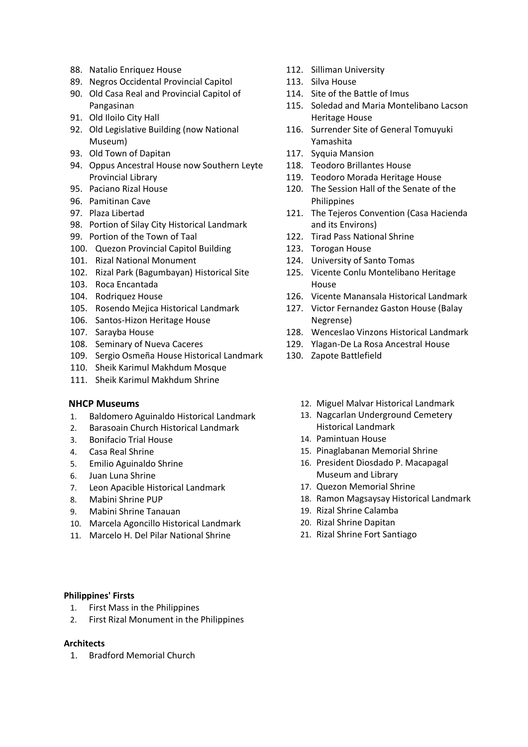88. Natalio Enriquez House
89. Negros Occidental Provincial Capitol
90. Old Casa Real and Provincial Capitol of Pangasinan
91. Old Iloilo City Hall
92. Old Legislative Building (now National Museum)
93. Old Town of Dapitan
94. Oppus Ancestral House now Southern Leyte Provincial Library
95. Paciano Rizal House
96. Pamitinan Cave
97. Plaza Libertad
98. Portion of Silay City Historical Landmark
99. Portion of the Town of Taal
100. Quezon Provincial Capitol Building
101. Rizal National Monument
102. Rizal Park (Bagumbayan) Historical Site
103. Roca Encantada
104. Rodriquez House
105. Rosendo Mejica Historical Landmark
106. Santos-Hizon Heritage House
107. Sarayba House
108. Seminary of Nueva Caceres
109. Sergio Osmeña House Historical Landmark
110. Sheik Karimul Makhdum Mosque
111. Sheik Karimul Makhdum Shrine
112. Silliman University
113. Silva House
114. Site of the Battle of Imus
115. Soledad and Maria Montelibano Lacson Heritage House
116. Surrender Site of General Tomuyuki Yamashita
117. Syquia Mansion
118. Teodoro Brillantes House
119. Teodoro Morada Heritage House
120. The Session Hall of the Senate of the Philippines
121. The Tejeros Convention (Casa Hacienda and its Environs)
122. Tirad Pass National Shrine
123. Torogan House
124. University of Santo Tomas
125. Vicente Conlu Montelibano Heritage House
126. Vicente Manansala Historical Landmark
127. Victor Fernandez Gaston House (Balay Negrense)
128. Wenceslao Vinzons Historical Landmark
129. Ylagan-De La Rosa Ancestral House
130. Zapote Battlefield

**NHCP Museums**

1. Baldomero Aguinaldo Historical Landmark
2. Barasoain Church Historical Landmark
3. Bonifacio Trial House
4. Casa Real Shrine
5. Emilio Aguinaldo Shrine
6. Juan Luna Shrine
7. Leon Apacible Historical Landmark
8. Mabini Shrine PUP
9. Mabini Shrine Tanauan
10. Marcela Agoncillo Historical Landmark
11. Marcelo H. Del Pilar National Shrine
12. Miguel Malvar Historical Landmark
13. Nagcarlan Underground Cemetery Historical Landmark
14. Pamintuan House
15. Pinaglabanan Memorial Shrine
16. President Diosdado P. Macapagal Museum and Library
17. Quezon Memorial Shrine
18. Ramon Magsaysay Historical Landmark
19. Rizal Shrine Calamba
20. Rizal Shrine Dapitan
21. Rizal Shrine Fort Santiago

**Philippines' Firsts**

1. First Mass in the Philippines
2. First Rizal Monument in the Philippines

**Architects**

1. Bradford Memorial Church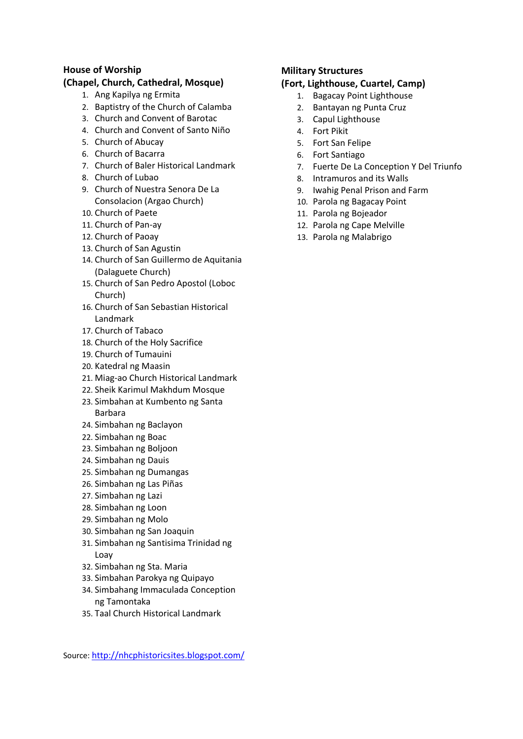**House of Worship**
**(Chapel, Church, Cathedral, Mosque)**

1. Ang Kapilya ng Ermita
2. Baptistry of the Church of Calamba
3. Church and Convent of Barotac
4. Church and Convent of Santo Niño
5. Church of Abucay
6. Church of Bacarra
7. Church of Baler Historical Landmark
8. Church of Lubao
9. Church of Nuestra Senora De La Consolacion (Argao Church)
10. Church of Paete
11. Church of Pan-ay
12. Church of Paoay
13. Church of San Agustin
14. Church of San Guillermo de Aquitania (Dalaguete Church)
15. Church of San Pedro Apostol (Loboc Church)
16. Church of San Sebastian Historical Landmark
17. Church of Tabaco
18. Church of the Holy Sacrifice
19. Church of Tumauini
20. Katedral ng Maasin
21. Miag-ao Church Historical Landmark
22. Sheik Karimul Makhdum Mosque
23. Simbahan at Kumbento ng Santa Barbara
24. Simbahan ng Baclayon
22. Simbahan ng Boac
23. Simbahan ng Boljoon
24. Simbahan ng Dauis
25. Simbahan ng Dumangas
26. Simbahan ng Las Piñas
27. Simbahan ng Lazi
28. Simbahan ng Loon
29. Simbahan ng Molo
30. Simbahan ng San Joaquin
31. Simbahan ng Santisima Trinidad ng Loay
32. Simbahan ng Sta. Maria
33. Simbahan Parokya ng Quipayo
34. Simbahang Immaculada Conception ng Tamontaka
35. Taal Church Historical Landmark

**Military Structures**
**(Fort, Lighthouse, Cuartel, Camp)**

1. Bagacay Point Lighthouse
2. Bantayan ng Punta Cruz
3. Capul Lighthouse
4. Fort Pikit
5. Fort San Felipe
6. Fort Santiago
7. Fuerte De La Conception Y Del Triunfo
8. Intramuros and its Walls
9. Iwahig Penal Prison and Farm
10. Parola ng Bagacay Point
11. Parola ng Bojeador
12. Parola ng Cape Melville
13. Parola ng Malabrigo

Source: [http://nhcphistoricsites.blogspot.com/](http://nhcphistoricsites.blogspot.com/)